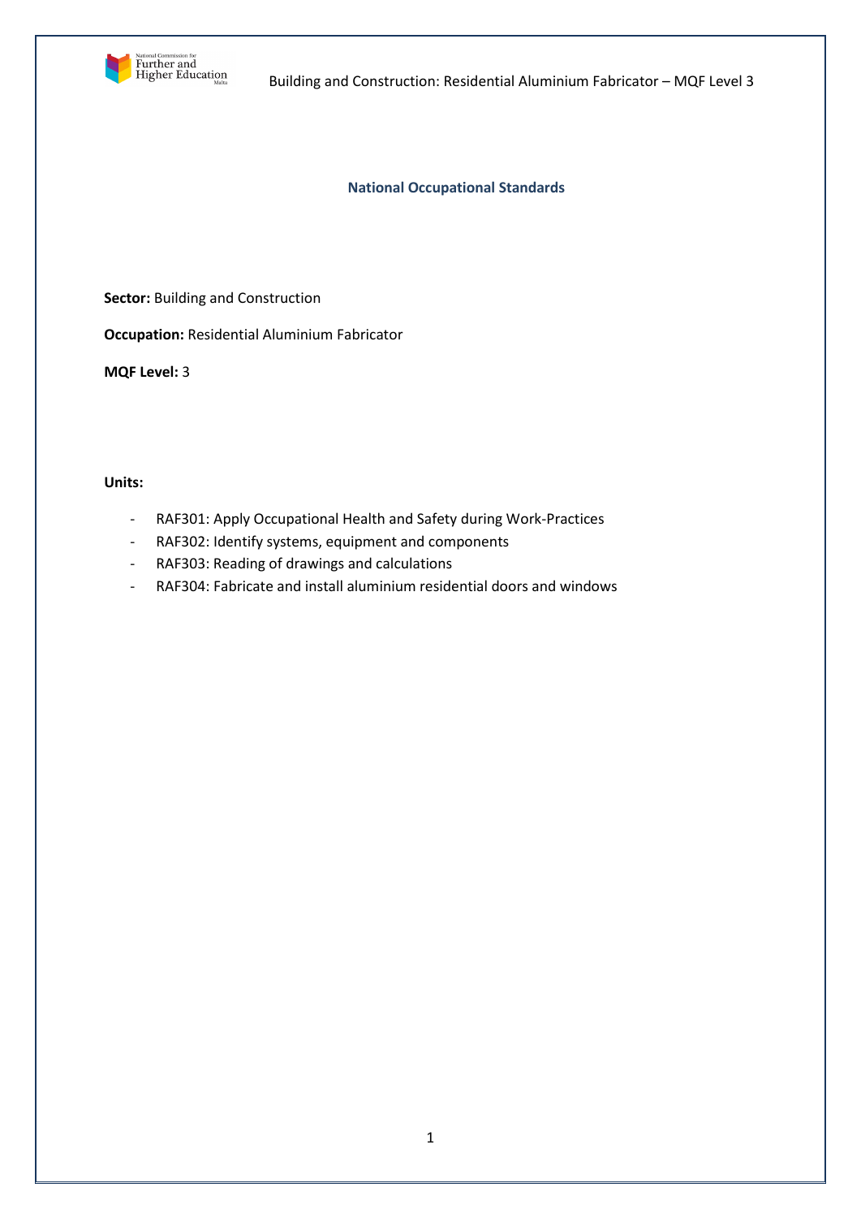# National Occupational Standards

**Sector:** Building and Construction

**Occupation:** Residential Aluminium Fabricator

**MQF Level:** 3

**Units:**

- RAF301: Apply Occupational Health and Safety during Work-Practices
- RAF302: Identify systems, equipment and components
- RAF303: Reading of drawings and calculations
- RAF304: Fabricate and install aluminium residential doors and windows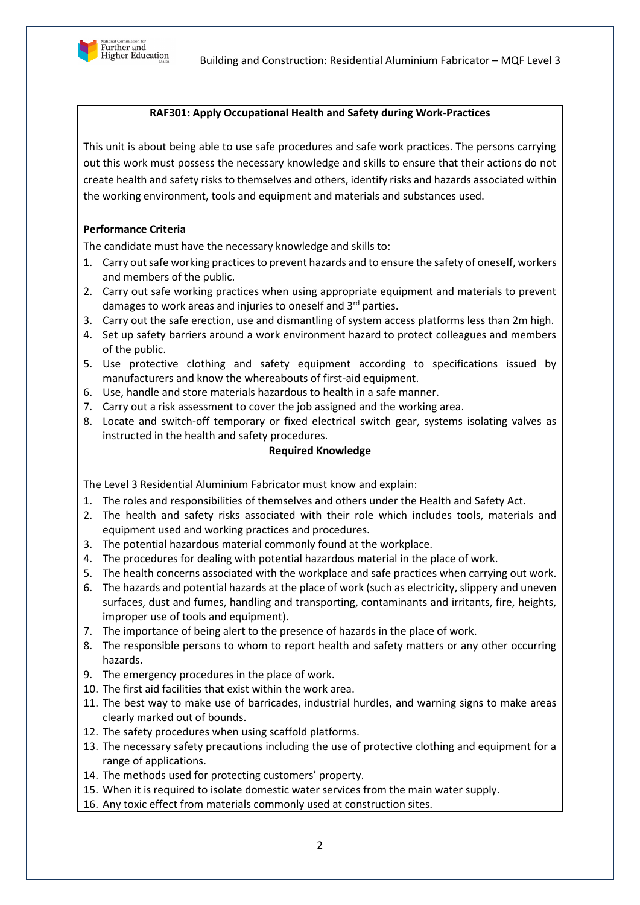## RAF301: Apply Occupational Health and Safety during Work-Practices

This unit is about being able to use safe procedures and safe work practices. The persons carrying out this work must possess the necessary knowledge and skills to ensure that their actions do not create health and safety risks to themselves and others, identify risks and hazards associated within the working environment, tools and equipment and materials and substances used.

**Performance Criteria**

The candidate must have the necessary knowledge and skills to:

1. Carry out safe working practices to prevent hazards and to ensure the safety of oneself, workers and members of the public.
2. Carry out safe working practices when using appropriate equipment and materials to prevent damages to work areas and injuries to oneself and 3rd parties.
3. Carry out the safe erection, use and dismantling of system access platforms less than 2m high.
4. Set up safety barriers around a work environment hazard to protect colleagues and members of the public.
5. Use protective clothing and safety equipment according to specifications issued by manufacturers and know the whereabouts of first-aid equipment.
6. Use, handle and store materials hazardous to health in a safe manner.
7. Carry out a risk assessment to cover the job assigned and the working area.
8. Locate and switch-off temporary or fixed electrical switch gear, systems isolating valves as instructed in the health and safety procedures.

**Required Knowledge**

The Level 3 Residential Aluminium Fabricator must know and explain:

1. The roles and responsibilities of themselves and others under the Health and Safety Act.
2. The health and safety risks associated with their role which includes tools, materials and equipment used and working practices and procedures.
3. The potential hazardous material commonly found at the workplace.
4. The procedures for dealing with potential hazardous material in the place of work.
5. The health concerns associated with the workplace and safe practices when carrying out work.
6. The hazards and potential hazards at the place of work (such as electricity, slippery and uneven surfaces, dust and fumes, handling and transporting, contaminants and irritants, fire, heights, improper use of tools and equipment).
7. The importance of being alert to the presence of hazards in the place of work.
8. The responsible persons to whom to report health and safety matters or any other occurring hazards.
9. The emergency procedures in the place of work.
10. The first aid facilities that exist within the work area.
11. The best way to make use of barricades, industrial hurdles, and warning signs to make areas clearly marked out of bounds.
12. The safety procedures when using scaffold platforms.
13. The necessary safety precautions including the use of protective clothing and equipment for a range of applications.
14. The methods used for protecting customers' property.
15. When it is required to isolate domestic water services from the main water supply.
16. Any toxic effect from materials commonly used at construction sites.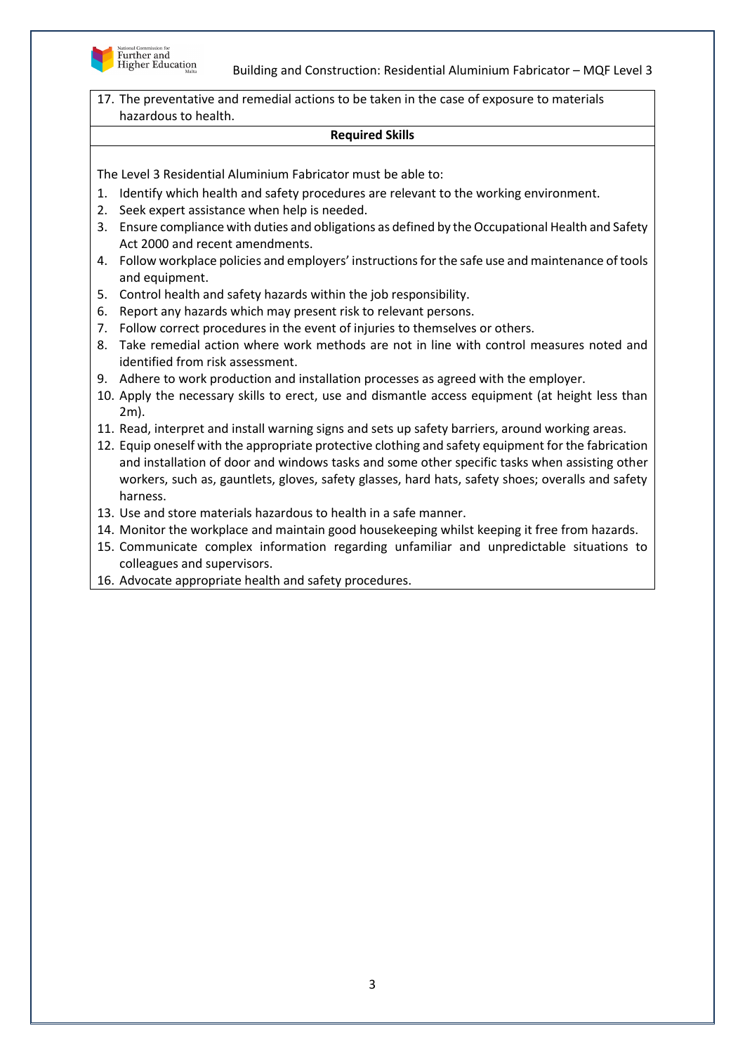17. The preventative and remedial actions to be taken in the case of exposure to materials hazardous to health.

**Required Skills**

The Level 3 Residential Aluminium Fabricator must be able to:

1. Identify which health and safety procedures are relevant to the working environment.
2. Seek expert assistance when help is needed.
3. Ensure compliance with duties and obligations as defined by the Occupational Health and Safety Act 2000 and recent amendments.
4. Follow workplace policies and employers' instructions for the safe use and maintenance of tools and equipment.
5. Control health and safety hazards within the job responsibility.
6. Report any hazards which may present risk to relevant persons.
7. Follow correct procedures in the event of injuries to themselves or others.
8. Take remedial action where work methods are not in line with control measures noted and identified from risk assessment.
9. Adhere to work production and installation processes as agreed with the employer.
10. Apply the necessary skills to erect, use and dismantle access equipment (at height less than 2m).
11. Read, interpret and install warning signs and sets up safety barriers, around working areas.
12. Equip oneself with the appropriate protective clothing and safety equipment for the fabrication and installation of door and windows tasks and some other specific tasks when assisting other workers, such as, gauntlets, gloves, safety glasses, hard hats, safety shoes; overalls and safety harness.
13. Use and store materials hazardous to health in a safe manner.
14. Monitor the workplace and maintain good housekeeping whilst keeping it free from hazards.
15. Communicate complex information regarding unfamiliar and unpredictable situations to colleagues and supervisors.
16. Advocate appropriate health and safety procedures.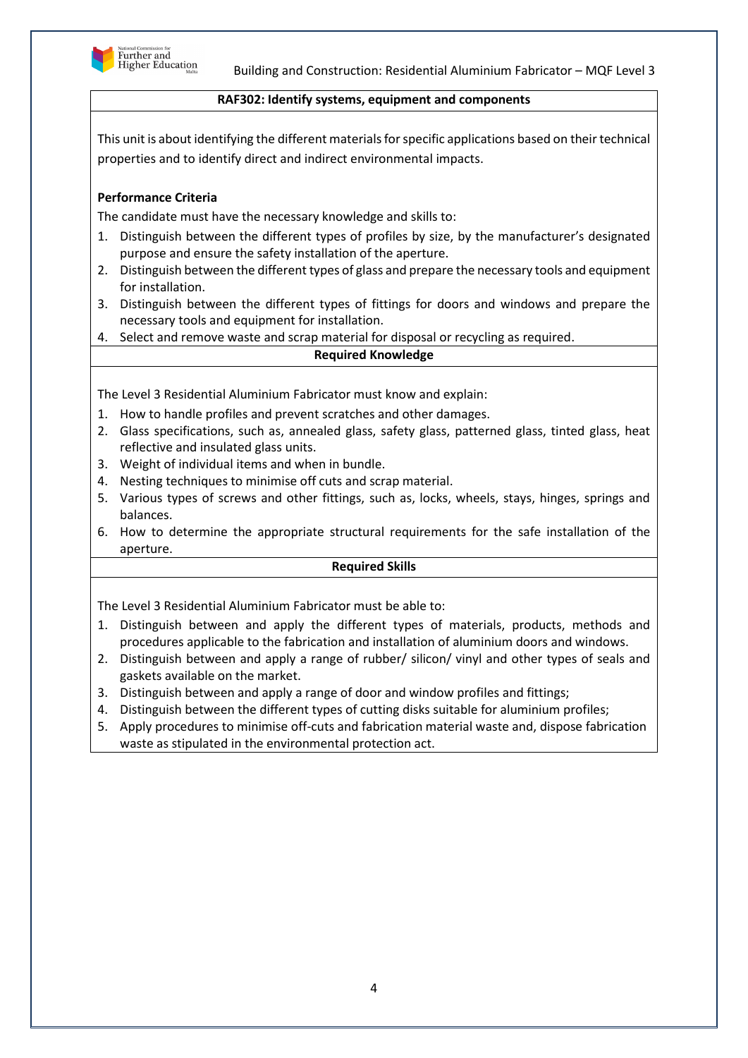## RAF302: Identify systems, equipment and components

This unit is about identifying the different materials for specific applications based on their technical properties and to identify direct and indirect environmental impacts.

**Performance Criteria**

The candidate must have the necessary knowledge and skills to:

1. Distinguish between the different types of profiles by size, by the manufacturer's designated purpose and ensure the safety installation of the aperture.
2. Distinguish between the different types of glass and prepare the necessary tools and equipment for installation.
3. Distinguish between the different types of fittings for doors and windows and prepare the necessary tools and equipment for installation.
4. Select and remove waste and scrap material for disposal or recycling as required.

**Required Knowledge**

The Level 3 Residential Aluminium Fabricator must know and explain:

1. How to handle profiles and prevent scratches and other damages.
2. Glass specifications, such as, annealed glass, safety glass, patterned glass, tinted glass, heat reflective and insulated glass units.
3. Weight of individual items and when in bundle.
4. Nesting techniques to minimise off cuts and scrap material.
5. Various types of screws and other fittings, such as, locks, wheels, stays, hinges, springs and balances.
6. How to determine the appropriate structural requirements for the safe installation of the aperture.

**Required Skills**

The Level 3 Residential Aluminium Fabricator must be able to:

1. Distinguish between and apply the different types of materials, products, methods and procedures applicable to the fabrication and installation of aluminium doors and windows.
2. Distinguish between and apply a range of rubber/ silicon/ vinyl and other types of seals and gaskets available on the market.
3. Distinguish between and apply a range of door and window profiles and fittings;
4. Distinguish between the different types of cutting disks suitable for aluminium profiles;
5. Apply procedures to minimise off-cuts and fabrication material waste and, dispose fabrication waste as stipulated in the environmental protection act.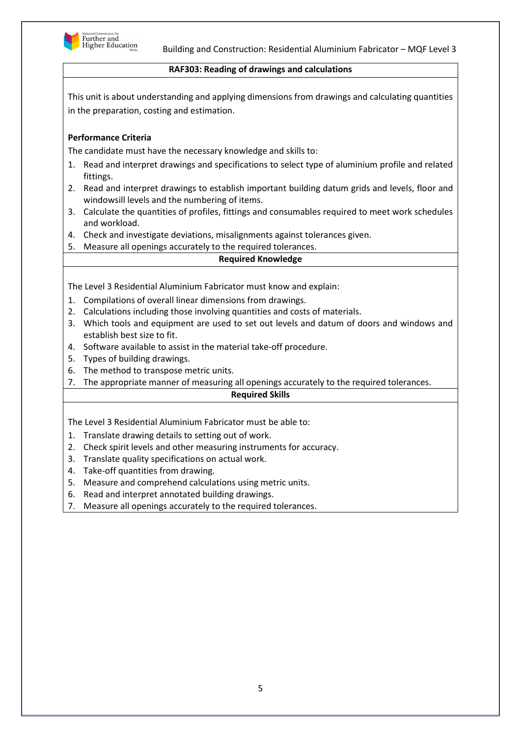## RAF303: Reading of drawings and calculations

This unit is about understanding and applying dimensions from drawings and calculating quantities in the preparation, costing and estimation.

**Performance Criteria**

The candidate must have the necessary knowledge and skills to:

1. Read and interpret drawings and specifications to select type of aluminium profile and related fittings.
2. Read and interpret drawings to establish important building datum grids and levels, floor and windowsill levels and the numbering of items.
3. Calculate the quantities of profiles, fittings and consumables required to meet work schedules and workload.
4. Check and investigate deviations, misalignments against tolerances given.
5. Measure all openings accurately to the required tolerances.

### Required Knowledge

The Level 3 Residential Aluminium Fabricator must know and explain:

1. Compilations of overall linear dimensions from drawings.
2. Calculations including those involving quantities and costs of materials.
3. Which tools and equipment are used to set out levels and datum of doors and windows and establish best size to fit.
4. Software available to assist in the material take-off procedure.
5. Types of building drawings.
6. The method to transpose metric units.
7. The appropriate manner of measuring all openings accurately to the required tolerances.

### Required Skills

The Level 3 Residential Aluminium Fabricator must be able to:

1. Translate drawing details to setting out of work.
2. Check spirit levels and other measuring instruments for accuracy.
3. Translate quality specifications on actual work.
4. Take-off quantities from drawing.
5. Measure and comprehend calculations using metric units.
6. Read and interpret annotated building drawings.
7. Measure all openings accurately to the required tolerances.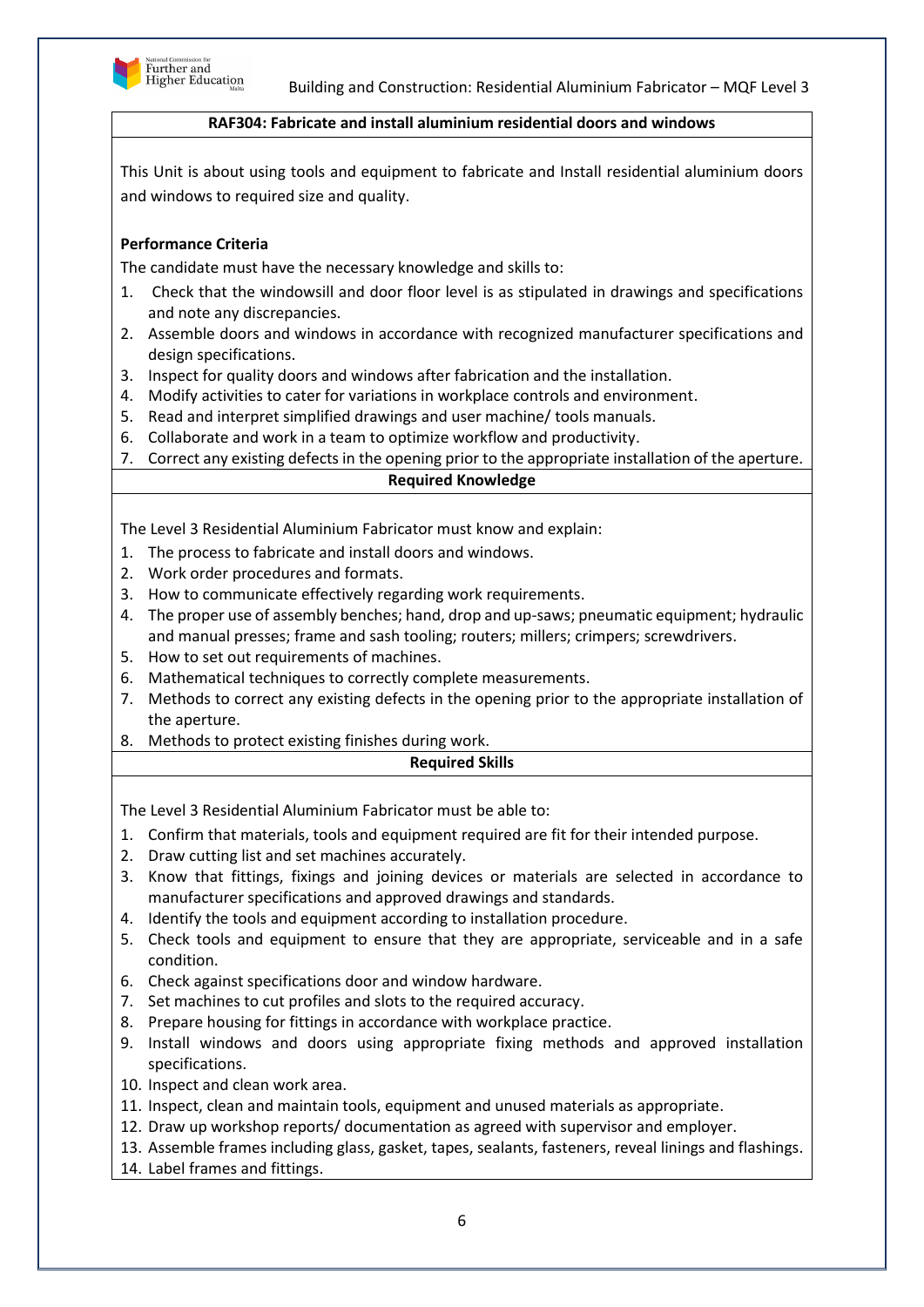## RAF304: Fabricate and install aluminium residential doors and windows

This Unit is about using tools and equipment to fabricate and Install residential aluminium doors and windows to required size and quality.

**Performance Criteria**

The candidate must have the necessary knowledge and skills to:

1. Check that the windowsill and door floor level is as stipulated in drawings and specifications and note any discrepancies.
2. Assemble doors and windows in accordance with recognized manufacturer specifications and design specifications.
3. Inspect for quality doors and windows after fabrication and the installation.
4. Modify activities to cater for variations in workplace controls and environment.
5. Read and interpret simplified drawings and user machine/ tools manuals.
6. Collaborate and work in a team to optimize workflow and productivity.
7. Correct any existing defects in the opening prior to the appropriate installation of the aperture.

### Required Knowledge

The Level 3 Residential Aluminium Fabricator must know and explain:

1. The process to fabricate and install doors and windows.
2. Work order procedures and formats.
3. How to communicate effectively regarding work requirements.
4. The proper use of assembly benches; hand, drop and up-saws; pneumatic equipment; hydraulic and manual presses; frame and sash tooling; routers; millers; crimpers; screwdrivers.
5. How to set out requirements of machines.
6. Mathematical techniques to correctly complete measurements.
7. Methods to correct any existing defects in the opening prior to the appropriate installation of the aperture.
8. Methods to protect existing finishes during work.

### Required Skills

The Level 3 Residential Aluminium Fabricator must be able to:

1. Confirm that materials, tools and equipment required are fit for their intended purpose.
2. Draw cutting list and set machines accurately.
3. Know that fittings, fixings and joining devices or materials are selected in accordance to manufacturer specifications and approved drawings and standards.
4. Identify the tools and equipment according to installation procedure.
5. Check tools and equipment to ensure that they are appropriate, serviceable and in a safe condition.
6. Check against specifications door and window hardware.
7. Set machines to cut profiles and slots to the required accuracy.
8. Prepare housing for fittings in accordance with workplace practice.
9. Install windows and doors using appropriate fixing methods and approved installation specifications.
10. Inspect and clean work area.
11. Inspect, clean and maintain tools, equipment and unused materials as appropriate.
12. Draw up workshop reports/ documentation as agreed with supervisor and employer.
13. Assemble frames including glass, gasket, tapes, sealants, fasteners, reveal linings and flashings.
14. Label frames and fittings.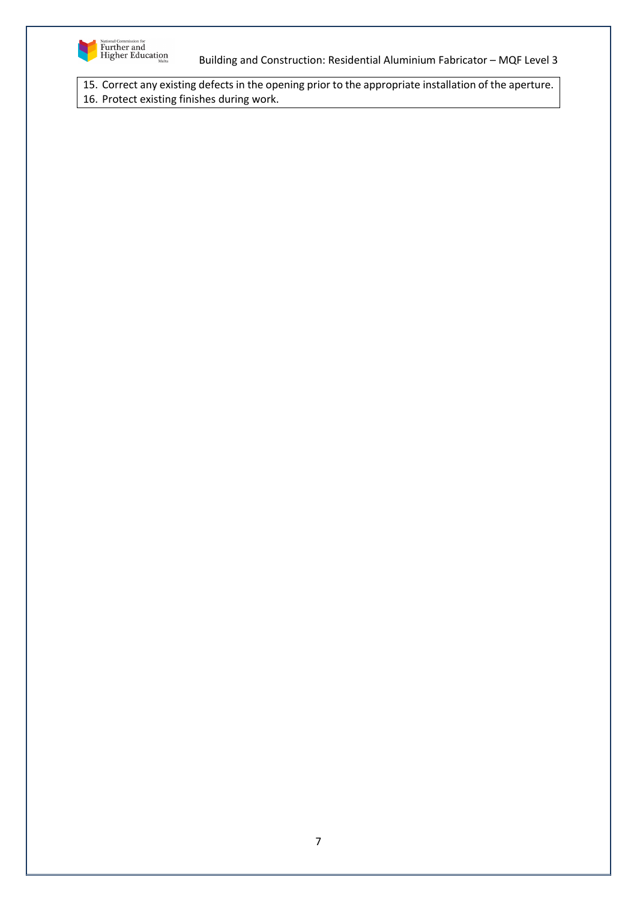15. Correct any existing defects in the opening prior to the appropriate installation of the aperture.
16. Protect existing finishes during work.